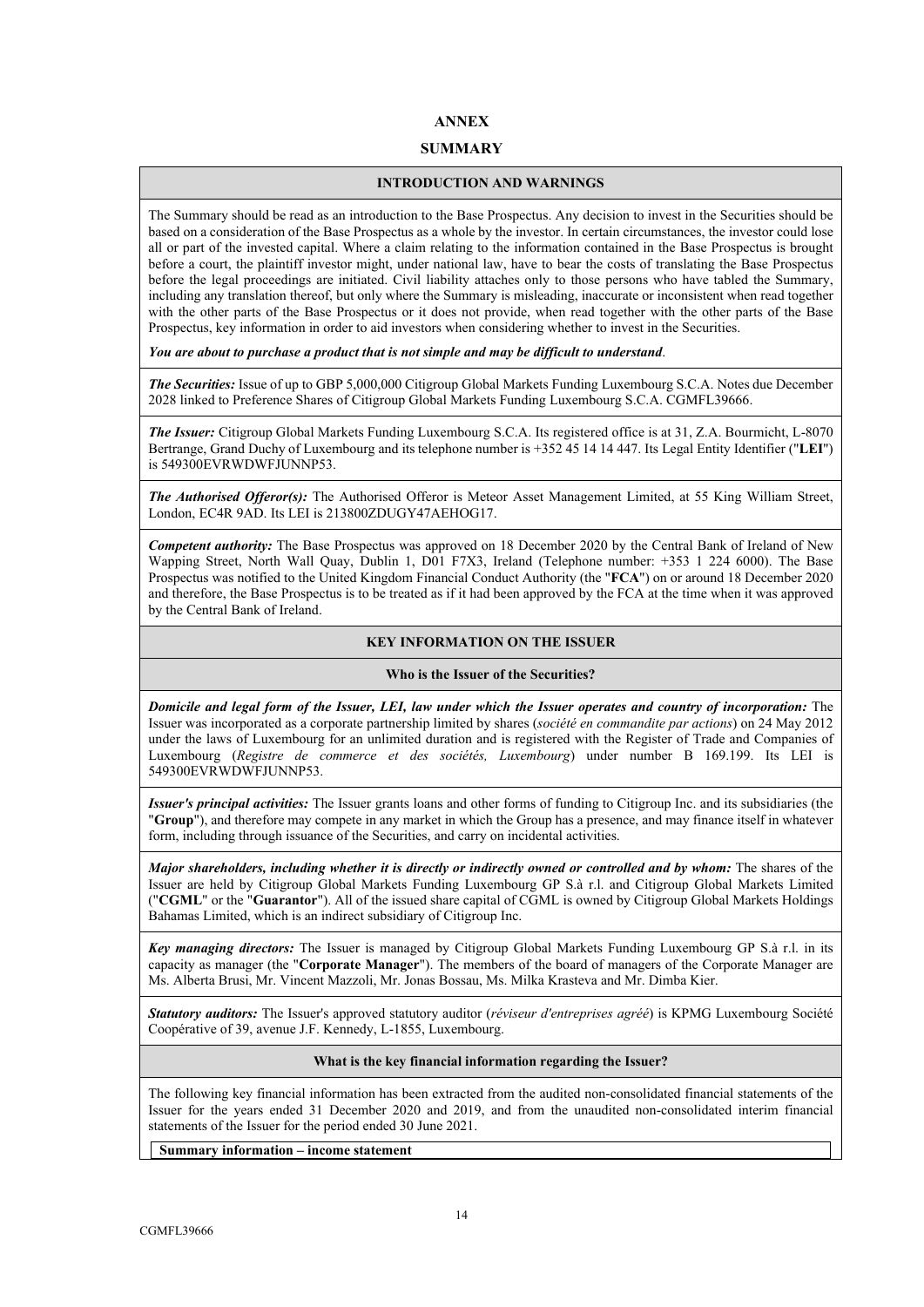# ANNEX

# SUMMARY

## INTRODUCTION AND WARNINGS

The Summary should be read as an introduction to the Base Prospectus. Any decision to invest in the Securities should be based on a consideration of the Base Prospectus as a whole by the investor. In certain circumstances, the investor could lose all or part of the invested capital. Where a claim relating to the information contained in the Base Prospectus is brought before a court, the plaintiff investor might, under national law, have to bear the costs of translating the Base Prospectus before the legal proceedings are initiated. Civil liability attaches only to those persons who have tabled the Summary, including any translation thereof, but only where the Summary is misleading, inaccurate or inconsistent when read together with the other parts of the Base Prospectus or it does not provide, when read together with the other parts of the Base Prospectus, key information in order to aid investors when considering whether to invest in the Securities.

***You are about to purchase a product that is not simple and may be difficult to understand***.

***The Securities:*** Issue of up to GBP 5,000,000 Citigroup Global Markets Funding Luxembourg S.C.A. Notes due December 2028 linked to Preference Shares of Citigroup Global Markets Funding Luxembourg S.C.A. CGMFL39666.

***The Issuer:*** Citigroup Global Markets Funding Luxembourg S.C.A. Its registered office is at 31, Z.A. Bourmicht, L-8070 Bertrange, Grand Duchy of Luxembourg and its telephone number is +352 45 14 14 447. Its Legal Entity Identifier ("**LEI**") is 549300EVRWDWFJUNNP53.

***The Authorised Offeror(s):*** The Authorised Offeror is Meteor Asset Management Limited, at 55 King William Street, London, EC4R 9AD. Its LEI is 213800ZDUGY47AEHOG17.

***Competent authority:*** The Base Prospectus was approved on 18 December 2020 by the Central Bank of Ireland of New Wapping Street, North Wall Quay, Dublin 1, D01 F7X3, Ireland (Telephone number: +353 1 224 6000). The Base Prospectus was notified to the United Kingdom Financial Conduct Authority (the "**FCA**") on or around 18 December 2020 and therefore, the Base Prospectus is to be treated as if it had been approved by the FCA at the time when it was approved by the Central Bank of Ireland.

## KEY INFORMATION ON THE ISSUER

### Who is the Issuer of the Securities?

***Domicile and legal form of the Issuer, LEI, law under which the Issuer operates and country of incorporation:*** The Issuer was incorporated as a corporate partnership limited by shares (*société en commandite par actions*) on 24 May 2012 under the laws of Luxembourg for an unlimited duration and is registered with the Register of Trade and Companies of Luxembourg (*Registre de commerce et des sociétés, Luxembourg*) under number B 169.199. Its LEI is 549300EVRWDWFJUNNP53.

***Issuer's principal activities:*** The Issuer grants loans and other forms of funding to Citigroup Inc. and its subsidiaries (the "**Group**"), and therefore may compete in any market in which the Group has a presence, and may finance itself in whatever form, including through issuance of the Securities, and carry on incidental activities.

***Major shareholders, including whether it is directly or indirectly owned or controlled and by whom:*** The shares of the Issuer are held by Citigroup Global Markets Funding Luxembourg GP S.à r.l. and Citigroup Global Markets Limited ("**CGML**" or the "**Guarantor**"). All of the issued share capital of CGML is owned by Citigroup Global Markets Holdings Bahamas Limited, which is an indirect subsidiary of Citigroup Inc.

***Key managing directors:*** The Issuer is managed by Citigroup Global Markets Funding Luxembourg GP S.à r.l. in its capacity as manager (the "**Corporate Manager**"). The members of the board of managers of the Corporate Manager are Ms. Alberta Brusi, Mr. Vincent Mazzoli, Mr. Jonas Bossau, Ms. Milka Krasteva and Mr. Dimba Kier.

***Statutory auditors:*** The Issuer's approved statutory auditor (*réviseur d'entreprises agréé*) is KPMG Luxembourg Société Coopérative of 39, avenue J.F. Kennedy, L-1855, Luxembourg.

### What is the key financial information regarding the Issuer?

The following key financial information has been extracted from the audited non-consolidated financial statements of the Issuer for the years ended 31 December 2020 and 2019, and from the unaudited non-consolidated interim financial statements of the Issuer for the period ended 30 June 2021.

**Summary information – income statement**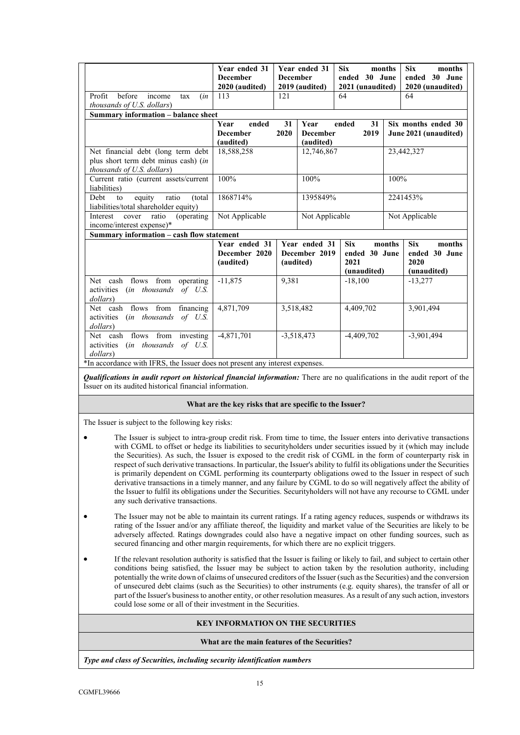| | Year ended 31 December 2020 (audited) | Year ended 31 December 2019 (audited) | Six months ended 30 June 2021 (unaudited) | Six months ended 30 June 2020 (unaudited) |
|---|---|---|---|---|
| Profit before income tax (*in thousands of U.S. dollars*) | 113 | 121 | 64 | 64 |

**Summary information – balance sheet**

| | Year ended 31 December 2020 (audited) | Year ended 31 December 2019 (audited) | Six months ended 30 June 2021 (unaudited) |
|---|---|---|---|
| Net financial debt (long term debt plus short term debt minus cash) (*in thousands of U.S. dollars*) | 18,588,258 | 12,746,867 | 23,442,327 |
| Current ratio (current assets/current liabilities) | 100% | 100% | 100% |
| Debt to equity ratio (total liabilities/total shareholder equity) | 1868714% | 1395849% | 2241453% |
| Interest cover ratio (operating income/interest expense)* | Not Applicable | Not Applicable | Not Applicable |

**Summary information – cash flow statement**

| | Year ended 31 December 2020 (audited) | Year ended 31 December 2019 (audited) | Six months ended 30 June 2021 (unaudited) | Six months ended 30 June 2020 (unaudited) |
|---|---|---|---|---|
| Net cash flows from operating activities (*in thousands of U.S. dollars*) | -11,875 | 9,381 | -18,100 | -13,277 |
| Net cash flows from financing activities (*in thousands of U.S. dollars*) | 4,871,709 | 3,518,482 | 4,409,702 | 3,901,494 |
| Net cash flows from investing activities (*in thousands of U.S. dollars*) | -4,871,701 | -3,518,473 | -4,409,702 | -3,901,494 |

*In accordance with IFRS, the Issuer does not present any interest expenses.

***Qualifications in audit report on historical financial information:*** There are no qualifications in the audit report of the Issuer on its audited historical financial information.

**What are the key risks that are specific to the Issuer?**

The Issuer is subject to the following key risks:

- The Issuer is subject to intra-group credit risk. From time to time, the Issuer enters into derivative transactions with CGML to offset or hedge its liabilities to securityholders under securities issued by it (which may include the Securities). As such, the Issuer is exposed to the credit risk of CGML in the form of counterparty risk in respect of such derivative transactions. In particular, the Issuer's ability to fulfil its obligations under the Securities is primarily dependent on CGML performing its counterparty obligations owed to the Issuer in respect of such derivative transactions in a timely manner, and any failure by CGML to do so will negatively affect the ability of the Issuer to fulfil its obligations under the Securities. Securityholders will not have any recourse to CGML under any such derivative transactions.

- The Issuer may not be able to maintain its current ratings. If a rating agency reduces, suspends or withdraws its rating of the Issuer and/or any affiliate thereof, the liquidity and market value of the Securities are likely to be adversely affected. Ratings downgrades could also have a negative impact on other funding sources, such as secured financing and other margin requirements, for which there are no explicit triggers.

- If the relevant resolution authority is satisfied that the Issuer is failing or likely to fail, and subject to certain other conditions being satisfied, the Issuer may be subject to action taken by the resolution authority, including potentially the write down of claims of unsecured creditors of the Issuer (such as the Securities) and the conversion of unsecured debt claims (such as the Securities) to other instruments (e.g. equity shares), the transfer of all or part of the Issuer's business to another entity, or other resolution measures. As a result of any such action, investors could lose some or all of their investment in the Securities.

**KEY INFORMATION ON THE SECURITIES**

**What are the main features of the Securities?**

***Type and class of Securities, including security identification numbers***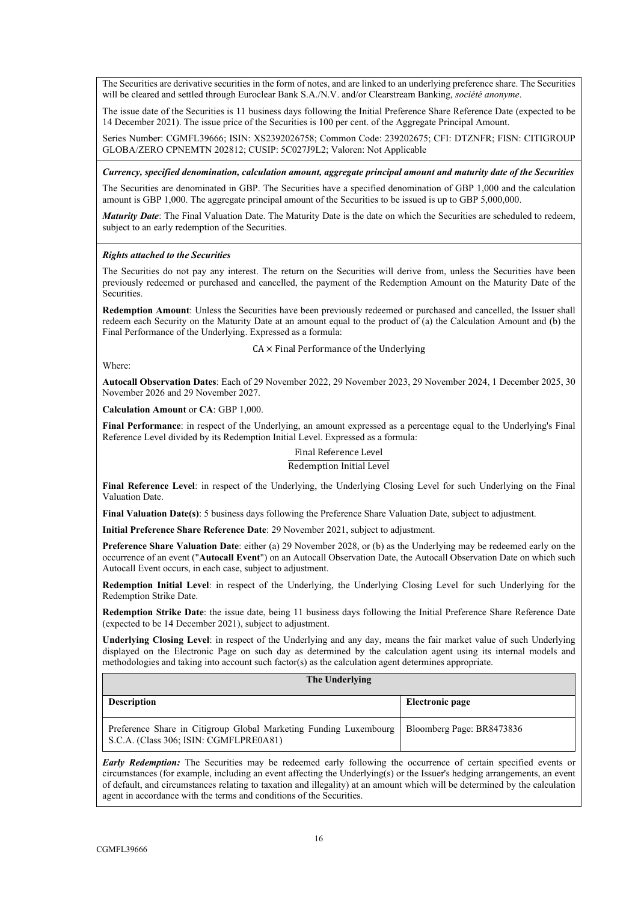The Securities are derivative securities in the form of notes, and are linked to an underlying preference share. The Securities will be cleared and settled through Euroclear Bank S.A./N.V. and/or Clearstream Banking, *société anonyme*.

The issue date of the Securities is 11 business days following the Initial Preference Share Reference Date (expected to be 14 December 2021). The issue price of the Securities is 100 per cent. of the Aggregate Principal Amount.

Series Number: CGMFL39666; ISIN: XS2392026758; Common Code: 239202675; CFI: DTZNFR; FISN: CITIGROUP GLOBA/ZERO CPNEMTN 202812; CUSIP: 5C027J9L2; Valoren: Not Applicable

***Currency, specified denomination, calculation amount, aggregate principal amount and maturity date of the Securities***

The Securities are denominated in GBP. The Securities have a specified denomination of GBP 1,000 and the calculation amount is GBP 1,000. The aggregate principal amount of the Securities to be issued is up to GBP 5,000,000.

***Maturity Date***: The Final Valuation Date. The Maturity Date is the date on which the Securities are scheduled to redeem, subject to an early redemption of the Securities.

***Rights attached to the Securities***

The Securities do not pay any interest. The return on the Securities will derive from, unless the Securities have been previously redeemed or purchased and cancelled, the payment of the Redemption Amount on the Maturity Date of the Securities.

**Redemption Amount**: Unless the Securities have been previously redeemed or purchased and cancelled, the Issuer shall redeem each Security on the Maturity Date at an amount equal to the product of (a) the Calculation Amount and (b) the Final Performance of the Underlying. Expressed as a formula:

$$\text{CA} \times \text{Final Performance of the Underlying}$$

Where:

**Autocall Observation Dates**: Each of 29 November 2022, 29 November 2023, 29 November 2024, 1 December 2025, 30 November 2026 and 29 November 2027.

**Calculation Amount** or **CA**: GBP 1,000.

**Final Performance**: in respect of the Underlying, an amount expressed as a percentage equal to the Underlying's Final Reference Level divided by its Redemption Initial Level. Expressed as a formula:

$$\frac{\text{Final Reference Level}}{\text{Redemption Initial Level}}$$

**Final Reference Level**: in respect of the Underlying, the Underlying Closing Level for such Underlying on the Final Valuation Date.

**Final Valuation Date(s)**: 5 business days following the Preference Share Valuation Date, subject to adjustment.

**Initial Preference Share Reference Date**: 29 November 2021, subject to adjustment.

**Preference Share Valuation Date**: either (a) 29 November 2028, or (b) as the Underlying may be redeemed early on the occurrence of an event ("**Autocall Event**") on an Autocall Observation Date, the Autocall Observation Date on which such Autocall Event occurs, in each case, subject to adjustment.

**Redemption Initial Level**: in respect of the Underlying, the Underlying Closing Level for such Underlying for the Redemption Strike Date.

**Redemption Strike Date**: the issue date, being 11 business days following the Initial Preference Share Reference Date (expected to be 14 December 2021), subject to adjustment.

**Underlying Closing Level**: in respect of the Underlying and any day, means the fair market value of such Underlying displayed on the Electronic Page on such day as determined by the calculation agent using its internal models and methodologies and taking into account such factor(s) as the calculation agent determines appropriate.

| **The Underlying** | |
|---|---|
| **Description** | **Electronic page** |
| Preference Share in Citigroup Global Marketing Funding Luxembourg S.C.A. (Class 306; ISIN: CGMFLPRE0A81) | Bloomberg Page: BR8473836 |

***Early Redemption:*** The Securities may be redeemed early following the occurrence of certain specified events or circumstances (for example, including an event affecting the Underlying(s) or the Issuer's hedging arrangements, an event of default, and circumstances relating to taxation and illegality) at an amount which will be determined by the calculation agent in accordance with the terms and conditions of the Securities.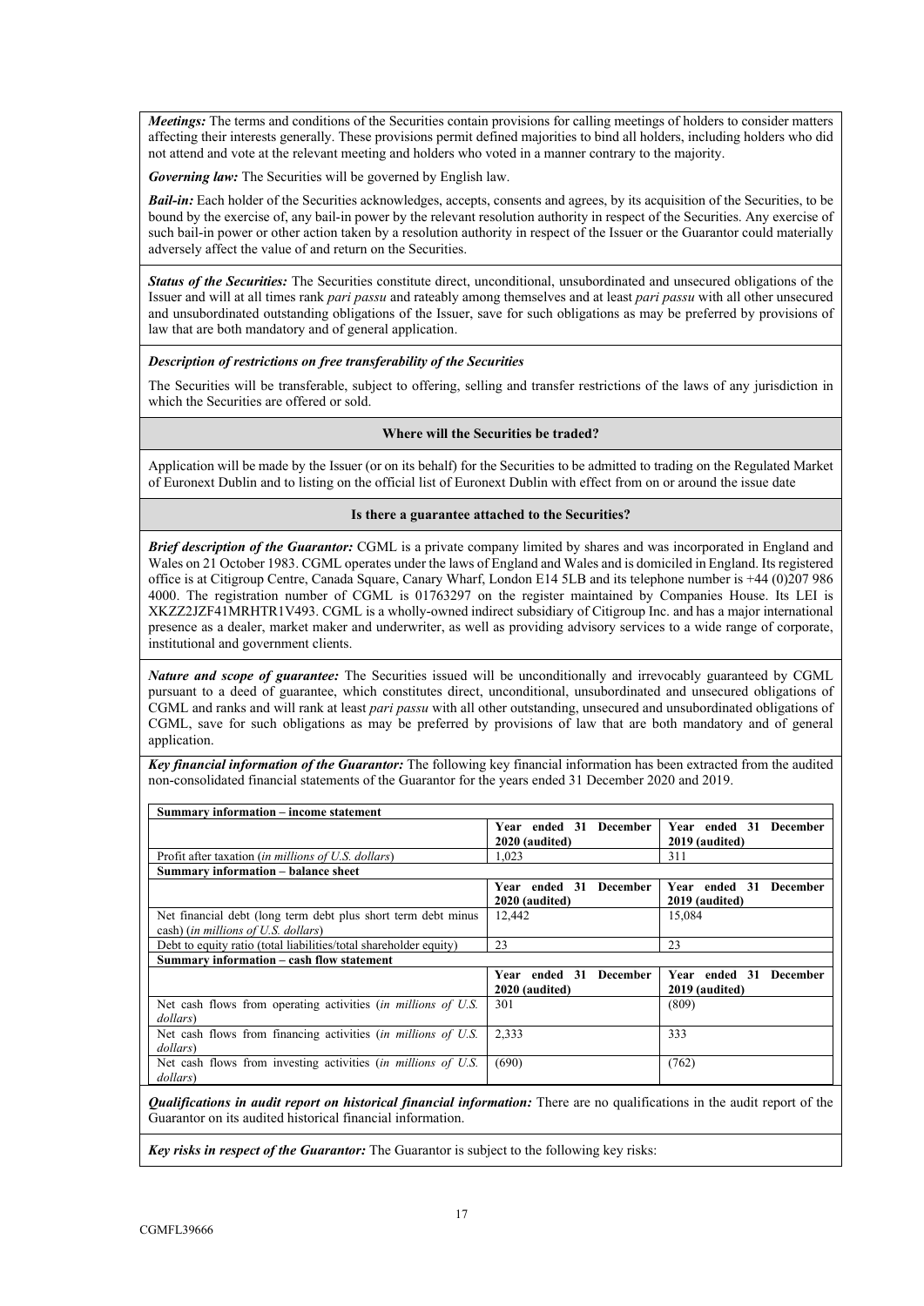***Meetings:*** The terms and conditions of the Securities contain provisions for calling meetings of holders to consider matters affecting their interests generally. These provisions permit defined majorities to bind all holders, including holders who did not attend and vote at the relevant meeting and holders who voted in a manner contrary to the majority.

***Governing law:*** The Securities will be governed by English law.

***Bail-in:*** Each holder of the Securities acknowledges, accepts, consents and agrees, by its acquisition of the Securities, to be bound by the exercise of, any bail-in power by the relevant resolution authority in respect of the Securities. Any exercise of such bail-in power or other action taken by a resolution authority in respect of the Issuer or the Guarantor could materially adversely affect the value of and return on the Securities.

***Status of the Securities:*** The Securities constitute direct, unconditional, unsubordinated and unsecured obligations of the Issuer and will at all times rank *pari passu* and rateably among themselves and at least *pari passu* with all other unsecured and unsubordinated outstanding obligations of the Issuer, save for such obligations as may be preferred by provisions of law that are both mandatory and of general application.

***Description of restrictions on free transferability of the Securities***

The Securities will be transferable, subject to offering, selling and transfer restrictions of the laws of any jurisdiction in which the Securities are offered or sold.

**Where will the Securities be traded?**

Application will be made by the Issuer (or on its behalf) for the Securities to be admitted to trading on the Regulated Market of Euronext Dublin and to listing on the official list of Euronext Dublin with effect from on or around the issue date

**Is there a guarantee attached to the Securities?**

***Brief description of the Guarantor:*** CGML is a private company limited by shares and was incorporated in England and Wales on 21 October 1983. CGML operates under the laws of England and Wales and is domiciled in England. Its registered office is at Citigroup Centre, Canada Square, Canary Wharf, London E14 5LB and its telephone number is +44 (0)207 986 4000. The registration number of CGML is 01763297 on the register maintained by Companies House. Its LEI is XKZZ2JZF41MRHTR1V493. CGML is a wholly-owned indirect subsidiary of Citigroup Inc. and has a major international presence as a dealer, market maker and underwriter, as well as providing advisory services to a wide range of corporate, institutional and government clients.

***Nature and scope of guarantee:*** The Securities issued will be unconditionally and irrevocably guaranteed by CGML pursuant to a deed of guarantee, which constitutes direct, unconditional, unsubordinated and unsecured obligations of CGML and ranks and will rank at least *pari passu* with all other outstanding, unsecured and unsubordinated obligations of CGML, save for such obligations as may be preferred by provisions of law that are both mandatory and of general application.

***Key financial information of the Guarantor:*** The following key financial information has been extracted from the audited non-consolidated financial statements of the Guarantor for the years ended 31 December 2020 and 2019.

| **Summary information – income statement** | | |
|---|---|---|
| | **Year ended 31 December 2020 (audited)** | **Year ended 31 December 2019 (audited)** |
| Profit after taxation (*in millions of U.S. dollars*) | 1,023 | 311 |
| **Summary information – balance sheet** | | |
| | **Year ended 31 December 2020 (audited)** | **Year ended 31 December 2019 (audited)** |
| Net financial debt (long term debt plus short term debt minus cash) (*in millions of U.S. dollars*) | 12,442 | 15,084 |
| Debt to equity ratio (total liabilities/total shareholder equity) | 23 | 23 |
| **Summary information – cash flow statement** | | |
| | **Year ended 31 December 2020 (audited)** | **Year ended 31 December 2019 (audited)** |
| Net cash flows from operating activities (*in millions of U.S. dollars*) | 301 | (809) |
| Net cash flows from financing activities (*in millions of U.S. dollars*) | 2,333 | 333 |
| Net cash flows from investing activities (*in millions of U.S. dollars*) | (690) | (762) |

***Qualifications in audit report on historical financial information:*** There are no qualifications in the audit report of the Guarantor on its audited historical financial information.

***Key risks in respect of the Guarantor:*** The Guarantor is subject to the following key risks: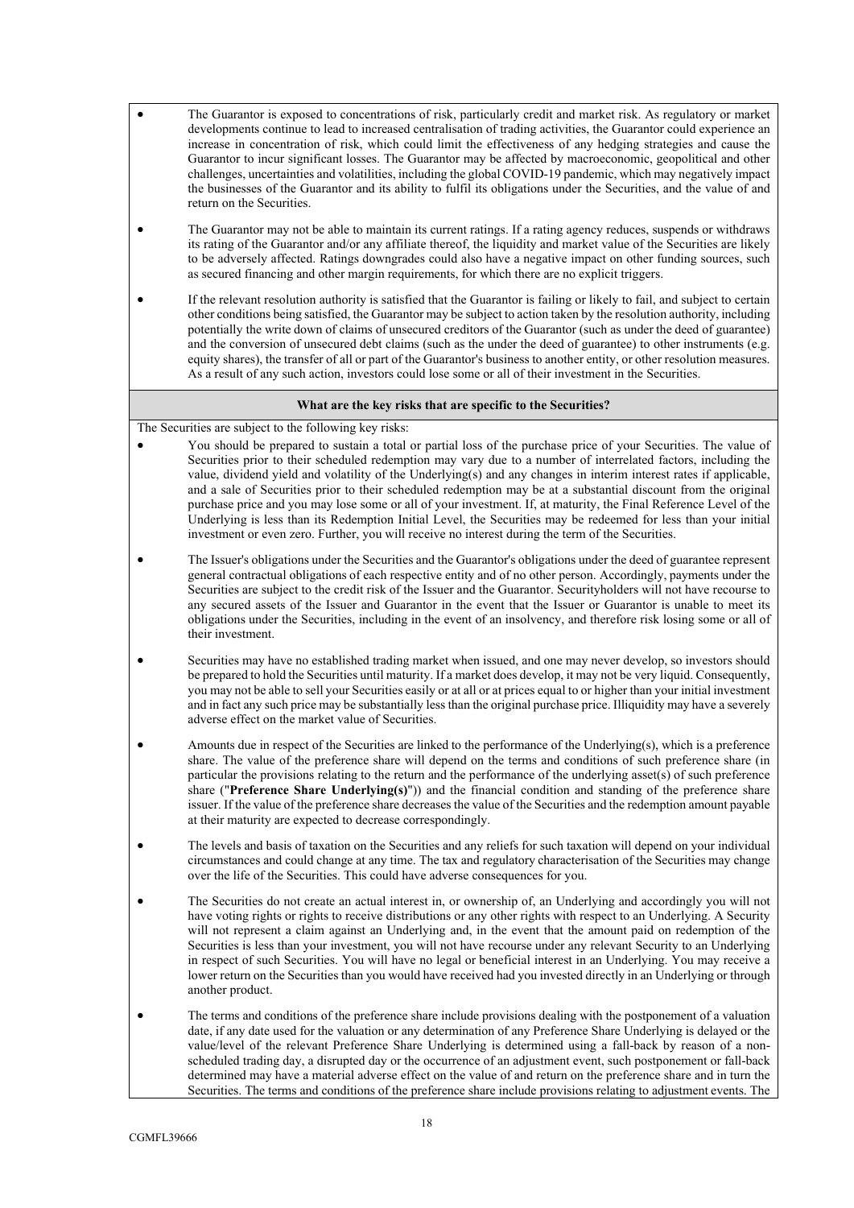- The Guarantor is exposed to concentrations of risk, particularly credit and market risk. As regulatory or market developments continue to lead to increased centralisation of trading activities, the Guarantor could experience an increase in concentration of risk, which could limit the effectiveness of any hedging strategies and cause the Guarantor to incur significant losses. The Guarantor may be affected by macroeconomic, geopolitical and other challenges, uncertainties and volatilities, including the global COVID-19 pandemic, which may negatively impact the businesses of the Guarantor and its ability to fulfil its obligations under the Securities, and the value of and return on the Securities.
- The Guarantor may not be able to maintain its current ratings. If a rating agency reduces, suspends or withdraws its rating of the Guarantor and/or any affiliate thereof, the liquidity and market value of the Securities are likely to be adversely affected. Ratings downgrades could also have a negative impact on other funding sources, such as secured financing and other margin requirements, for which there are no explicit triggers.
- If the relevant resolution authority is satisfied that the Guarantor is failing or likely to fail, and subject to certain other conditions being satisfied, the Guarantor may be subject to action taken by the resolution authority, including potentially the write down of claims of unsecured creditors of the Guarantor (such as under the deed of guarantee) and the conversion of unsecured debt claims (such as the under the deed of guarantee) to other instruments (e.g. equity shares), the transfer of all or part of the Guarantor's business to another entity, or other resolution measures. As a result of any such action, investors could lose some or all of their investment in the Securities.

**What are the key risks that are specific to the Securities?**

The Securities are subject to the following key risks:

- You should be prepared to sustain a total or partial loss of the purchase price of your Securities. The value of Securities prior to their scheduled redemption may vary due to a number of interrelated factors, including the value, dividend yield and volatility of the Underlying(s) and any changes in interim interest rates if applicable, and a sale of Securities prior to their scheduled redemption may be at a substantial discount from the original purchase price and you may lose some or all of your investment. If, at maturity, the Final Reference Level of the Underlying is less than its Redemption Initial Level, the Securities may be redeemed for less than your initial investment or even zero. Further, you will receive no interest during the term of the Securities.
- The Issuer's obligations under the Securities and the Guarantor's obligations under the deed of guarantee represent general contractual obligations of each respective entity and of no other person. Accordingly, payments under the Securities are subject to the credit risk of the Issuer and the Guarantor. Securityholders will not have recourse to any secured assets of the Issuer and Guarantor in the event that the Issuer or Guarantor is unable to meet its obligations under the Securities, including in the event of an insolvency, and therefore risk losing some or all of their investment.
- Securities may have no established trading market when issued, and one may never develop, so investors should be prepared to hold the Securities until maturity. If a market does develop, it may not be very liquid. Consequently, you may not be able to sell your Securities easily or at all or at prices equal to or higher than your initial investment and in fact any such price may be substantially less than the original purchase price. Illiquidity may have a severely adverse effect on the market value of Securities.
- Amounts due in respect of the Securities are linked to the performance of the Underlying(s), which is a preference share. The value of the preference share will depend on the terms and conditions of such preference share (in particular the provisions relating to the return and the performance of the underlying asset(s) of such preference share ("**Preference Share Underlying(s)**")) and the financial condition and standing of the preference share issuer. If the value of the preference share decreases the value of the Securities and the redemption amount payable at their maturity are expected to decrease correspondingly.
- The levels and basis of taxation on the Securities and any reliefs for such taxation will depend on your individual circumstances and could change at any time. The tax and regulatory characterisation of the Securities may change over the life of the Securities. This could have adverse consequences for you.
- The Securities do not create an actual interest in, or ownership of, an Underlying and accordingly you will not have voting rights or rights to receive distributions or any other rights with respect to an Underlying. A Security will not represent a claim against an Underlying and, in the event that the amount paid on redemption of the Securities is less than your investment, you will not have recourse under any relevant Security to an Underlying in respect of such Securities. You will have no legal or beneficial interest in an Underlying. You may receive a lower return on the Securities than you would have received had you invested directly in an Underlying or through another product.
- The terms and conditions of the preference share include provisions dealing with the postponement of a valuation date, if any date used for the valuation or any determination of any Preference Share Underlying is delayed or the value/level of the relevant Preference Share Underlying is determined using a fall-back by reason of a non-scheduled trading day, a disrupted day or the occurrence of an adjustment event, such postponement or fall-back determined may have a material adverse effect on the value of and return on the preference share and in turn the Securities. The terms and conditions of the preference share include provisions relating to adjustment events. The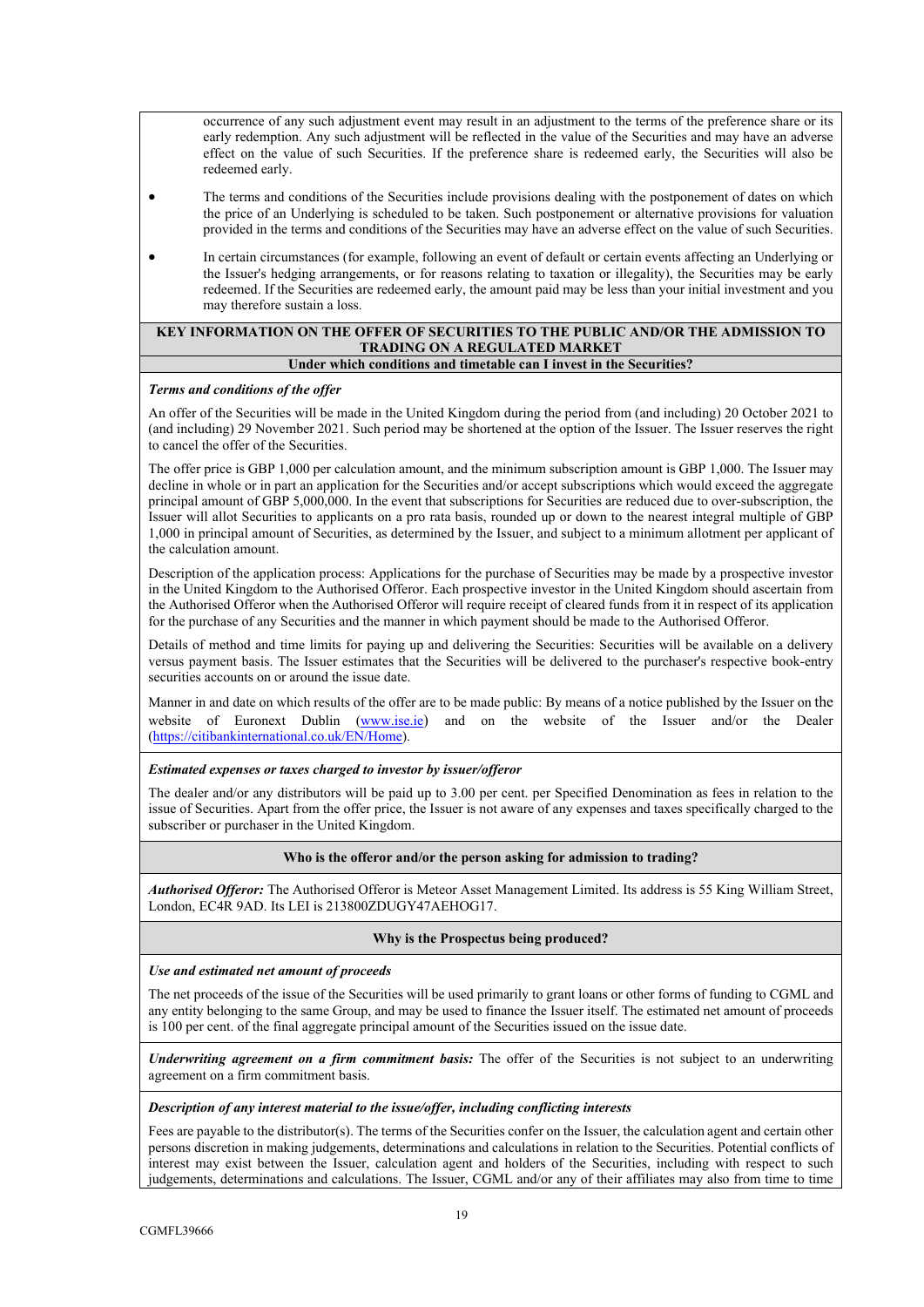occurrence of any such adjustment event may result in an adjustment to the terms of the preference share or its early redemption. Any such adjustment will be reflected in the value of the Securities and may have an adverse effect on the value of such Securities. If the preference share is redeemed early, the Securities will also be redeemed early.

- The terms and conditions of the Securities include provisions dealing with the postponement of dates on which the price of an Underlying is scheduled to be taken. Such postponement or alternative provisions for valuation provided in the terms and conditions of the Securities may have an adverse effect on the value of such Securities.
- In certain circumstances (for example, following an event of default or certain events affecting an Underlying or the Issuer's hedging arrangements, or for reasons relating to taxation or illegality), the Securities may be early redeemed. If the Securities are redeemed early, the amount paid may be less than your initial investment and you may therefore sustain a loss.

## KEY INFORMATION ON THE OFFER OF SECURITIES TO THE PUBLIC AND/OR THE ADMISSION TO TRADING ON A REGULATED MARKET

### Under which conditions and timetable can I invest in the Securities?

***Terms and conditions of the offer***

An offer of the Securities will be made in the United Kingdom during the period from (and including) 20 October 2021 to (and including) 29 November 2021. Such period may be shortened at the option of the Issuer. The Issuer reserves the right to cancel the offer of the Securities.

The offer price is GBP 1,000 per calculation amount, and the minimum subscription amount is GBP 1,000. The Issuer may decline in whole or in part an application for the Securities and/or accept subscriptions which would exceed the aggregate principal amount of GBP 5,000,000. In the event that subscriptions for Securities are reduced due to over-subscription, the Issuer will allot Securities to applicants on a pro rata basis, rounded up or down to the nearest integral multiple of GBP 1,000 in principal amount of Securities, as determined by the Issuer, and subject to a minimum allotment per applicant of the calculation amount.

Description of the application process: Applications for the purchase of Securities may be made by a prospective investor in the United Kingdom to the Authorised Offeror. Each prospective investor in the United Kingdom should ascertain from the Authorised Offeror when the Authorised Offeror will require receipt of cleared funds from it in respect of its application for the purchase of any Securities and the manner in which payment should be made to the Authorised Offeror.

Details of method and time limits for paying up and delivering the Securities: Securities will be available on a delivery versus payment basis. The Issuer estimates that the Securities will be delivered to the purchaser's respective book-entry securities accounts on or around the issue date.

Manner in and date on which results of the offer are to be made public: By means of a notice published by the Issuer on the website of Euronext Dublin (www.ise.ie) and on the website of the Issuer and/or the Dealer (https://citibankinternational.co.uk/EN/Home).

***Estimated expenses or taxes charged to investor by issuer/offeror***

The dealer and/or any distributors will be paid up to 3.00 per cent. per Specified Denomination as fees in relation to the issue of Securities. Apart from the offer price, the Issuer is not aware of any expenses and taxes specifically charged to the subscriber or purchaser in the United Kingdom.

### Who is the offeror and/or the person asking for admission to trading?

***Authorised Offeror:*** The Authorised Offeror is Meteor Asset Management Limited. Its address is 55 King William Street, London, EC4R 9AD. Its LEI is 213800ZDUGY47AEHOG17.

### Why is the Prospectus being produced?

***Use and estimated net amount of proceeds***

The net proceeds of the issue of the Securities will be used primarily to grant loans or other forms of funding to CGML and any entity belonging to the same Group, and may be used to finance the Issuer itself. The estimated net amount of proceeds is 100 per cent. of the final aggregate principal amount of the Securities issued on the issue date.

***Underwriting agreement on a firm commitment basis:*** The offer of the Securities is not subject to an underwriting agreement on a firm commitment basis.

***Description of any interest material to the issue/offer, including conflicting interests***

Fees are payable to the distributor(s). The terms of the Securities confer on the Issuer, the calculation agent and certain other persons discretion in making judgements, determinations and calculations in relation to the Securities. Potential conflicts of interest may exist between the Issuer, calculation agent and holders of the Securities, including with respect to such judgements, determinations and calculations. The Issuer, CGML and/or any of their affiliates may also from time to time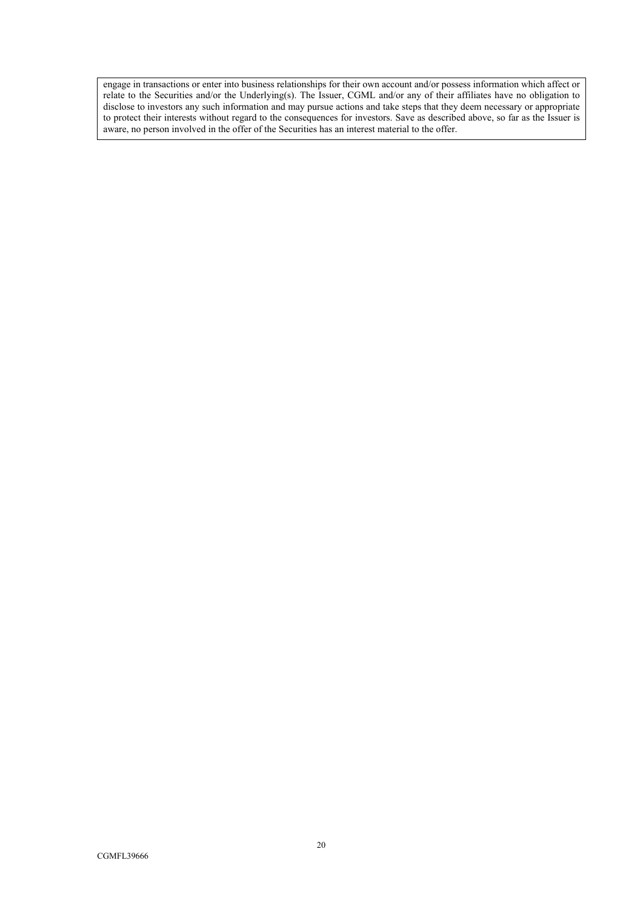engage in transactions or enter into business relationships for their own account and/or possess information which affect or relate to the Securities and/or the Underlying(s). The Issuer, CGML and/or any of their affiliates have no obligation to disclose to investors any such information and may pursue actions and take steps that they deem necessary or appropriate to protect their interests without regard to the consequences for investors. Save as described above, so far as the Issuer is aware, no person involved in the offer of the Securities has an interest material to the offer.